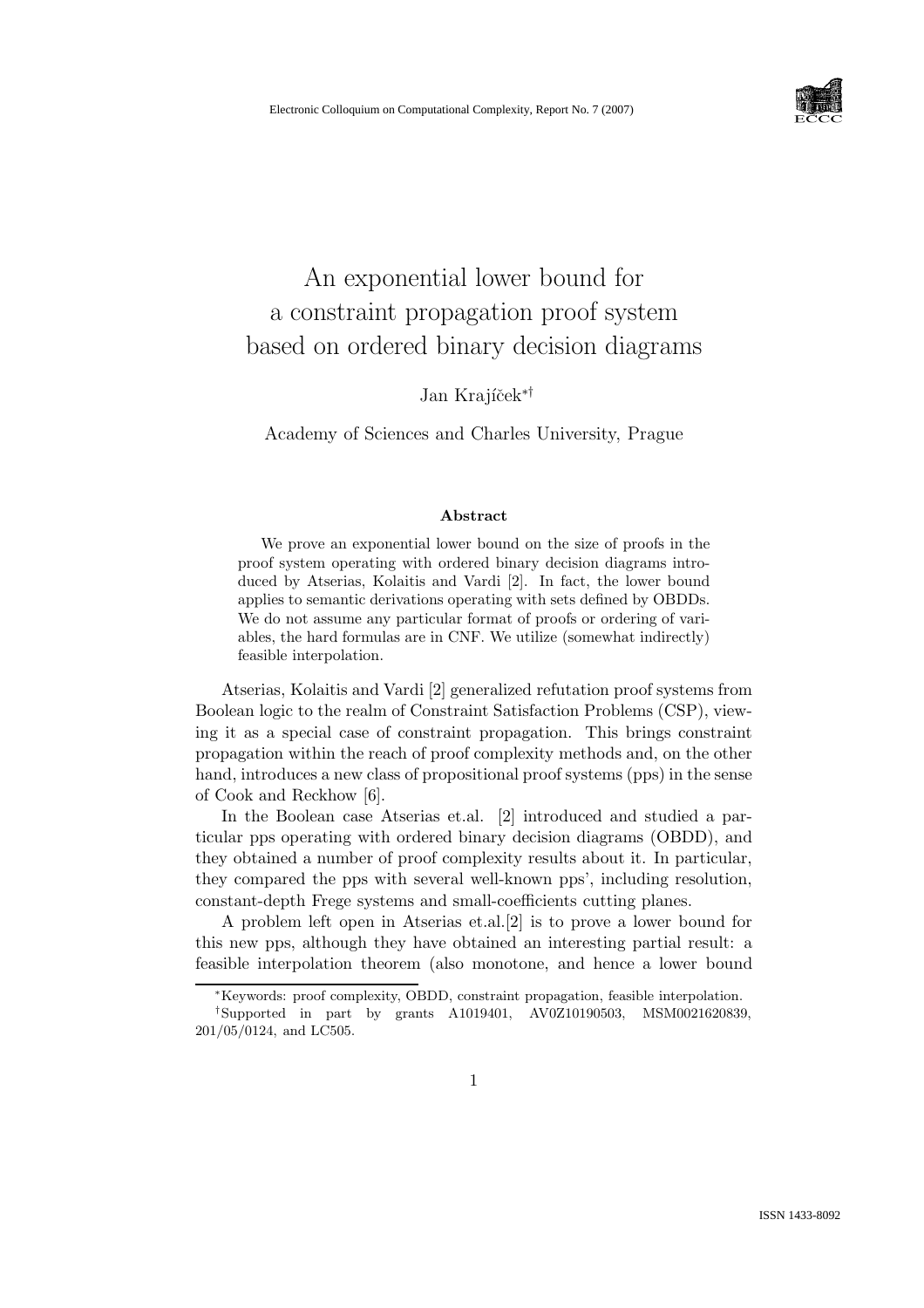# An exponential lower bound for a constraint propagation proof system based on ordered binary decision diagrams

Jan Krajíček[*†]

Academy of Sciences and Charles University, Prague

### Abstract

We prove an exponential lower bound on the size of proofs in the proof system operating with ordered binary decision diagrams introduced by Atserias, Kolaitis and Vardi [2]. In fact, the lower bound applies to semantic derivations operating with sets defined by OBDDs. We do not assume any particular format of proofs or ordering of variables, the hard formulas are in CNF. We utilize (somewhat indirectly) feasible interpolation.

Atserias, Kolaitis and Vardi [2] generalized refutation proof systems from Boolean logic to the realm of Constraint Satisfaction Problems (CSP), viewing it as a special case of constraint propagation. This brings constraint propagation within the reach of proof complexity methods and, on the other hand, introduces a new class of propositional proof systems (pps) in the sense of Cook and Reckhow [6].

In the Boolean case Atserias et.al. [2] introduced and studied a particular pps operating with ordered binary decision diagrams (OBDD), and they obtained a number of proof complexity results about it. In particular, they compared the pps with several well-known pps', including resolution, constant-depth Frege systems and small-coefficients cutting planes.

A problem left open in Atserias et.al.[2] is to prove a lower bound for this new pps, although they have obtained an interesting partial result: a feasible interpolation theorem (also monotone, and hence a lower bound

---

*Keywords: proof complexity, OBDD, constraint propagation, feasible interpolation.

†Supported in part by grants A1019401, AV0Z10190503, MSM0021620839, 201/05/0124, and LC505.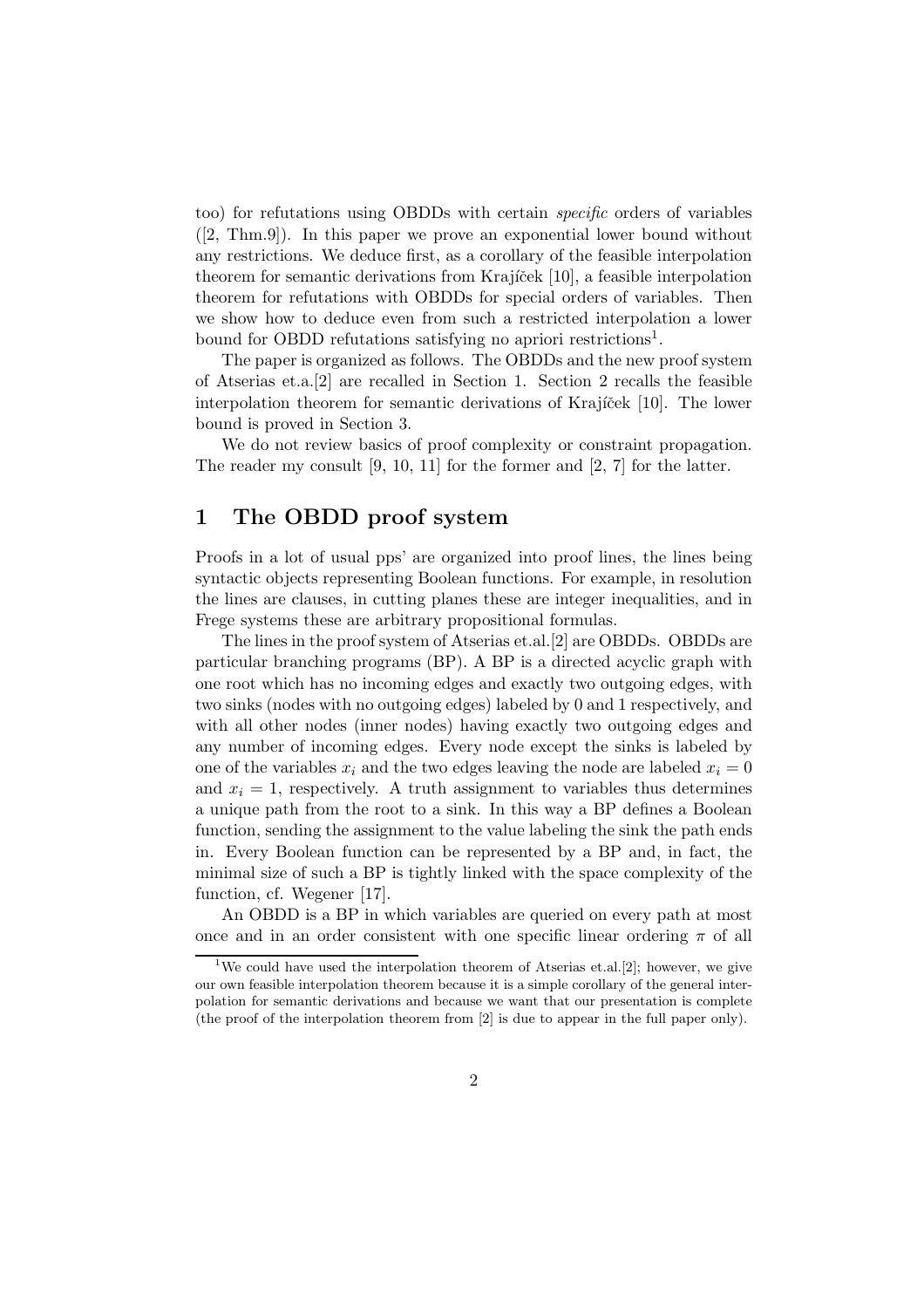too) for refutations using OBDDs with certain *specific* orders of variables ([2, Thm.9]). In this paper we prove an exponential lower bound without any restrictions. We deduce first, as a corollary of the feasible interpolation theorem for semantic derivations from Krajíček [10], a feasible interpolation theorem for refutations with OBDDs for special orders of variables. Then we show how to deduce even from such a restricted interpolation a lower bound for OBDD refutations satisfying no apriori restrictions[1].

The paper is organized as follows. The OBDDs and the new proof system of Atserias et.a.[2] are recalled in Section 1. Section 2 recalls the feasible interpolation theorem for semantic derivations of Krajíček [10]. The lower bound is proved in Section 3.

We do not review basics of proof complexity or constraint propagation. The reader my consult [9, 10, 11] for the former and [2, 7] for the latter.

## 1 The OBDD proof system

Proofs in a lot of usual pps' are organized into proof lines, the lines being syntactic objects representing Boolean functions. For example, in resolution the lines are clauses, in cutting planes these are integer inequalities, and in Frege systems these are arbitrary propositional formulas.

The lines in the proof system of Atserias et.al.[2] are OBDDs. OBDDs are particular branching programs (BP). A BP is a directed acyclic graph with one root which has no incoming edges and exactly two outgoing edges, with two sinks (nodes with no outgoing edges) labeled by 0 and 1 respectively, and with all other nodes (inner nodes) having exactly two outgoing edges and any number of incoming edges. Every node except the sinks is labeled by one of the variables $x_i$ and the two edges leaving the node are labeled $x_i = 0$ and $x_i = 1$, respectively. A truth assignment to variables thus determines a unique path from the root to a sink. In this way a BP defines a Boolean function, sending the assignment to the value labeling the sink the path ends in. Every Boolean function can be represented by a BP and, in fact, the minimal size of such a BP is tightly linked with the space complexity of the function, cf. Wegener [17].

An OBDD is a BP in which variables are queried on every path at most once and in an order consistent with one specific linear ordering $\pi$ of all

[1] We could have used the interpolation theorem of Atserias et.al.[2]; however, we give our own feasible interpolation theorem because it is a simple corollary of the general interpolation for semantic derivations and because we want that our presentation is complete (the proof of the interpolation theorem from [2] is due to appear in the full paper only).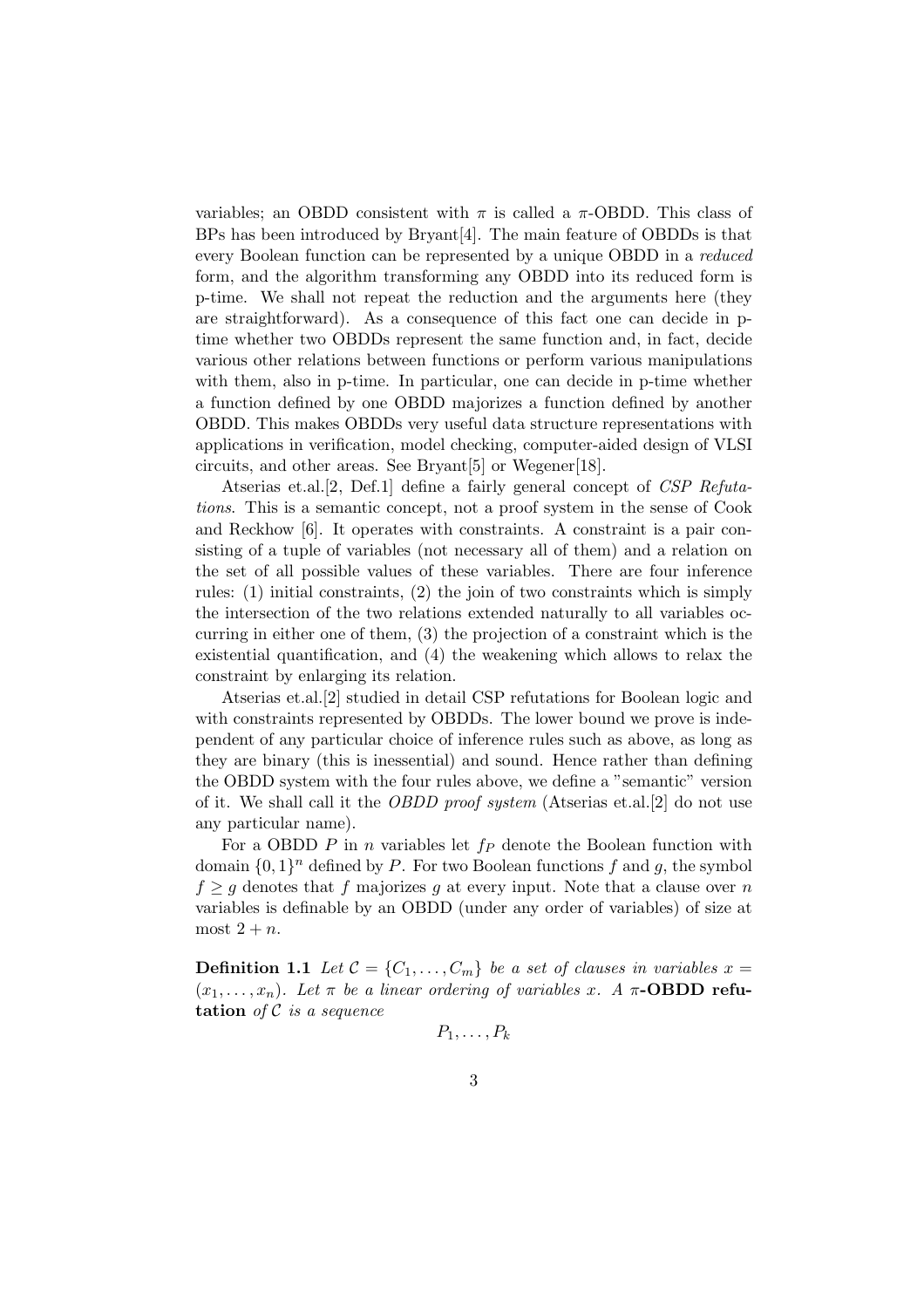variables; an OBDD consistent with $\pi$ is called a $\pi$-OBDD. This class of BPs has been introduced by Bryant[4]. The main feature of OBDDs is that every Boolean function can be represented by a unique OBDD in a *reduced* form, and the algorithm transforming any OBDD into its reduced form is p-time. We shall not repeat the reduction and the arguments here (they are straightforward). As a consequence of this fact one can decide in p-time whether two OBDDs represent the same function and, in fact, decide various other relations between functions or perform various manipulations with them, also in p-time. In particular, one can decide in p-time whether a function defined by one OBDD majorizes a function defined by another OBDD. This makes OBDDs very useful data structure representations with applications in verification, model checking, computer-aided design of VLSI circuits, and other areas. See Bryant[5] or Wegener[18].

Atserias et.al.[2, Def.1] define a fairly general concept of *CSP Refutations*. This is a semantic concept, not a proof system in the sense of Cook and Reckhow [6]. It operates with constraints. A constraint is a pair consisting of a tuple of variables (not necessary all of them) and a relation on the set of all possible values of these variables. There are four inference rules: (1) initial constraints, (2) the join of two constraints which is simply the intersection of the two relations extended naturally to all variables occurring in either one of them, (3) the projection of a constraint which is the existential quantification, and (4) the weakening which allows to relax the constraint by enlarging its relation.

Atserias et.al.[2] studied in detail CSP refutations for Boolean logic and with constraints represented by OBDDs. The lower bound we prove is independent of any particular choice of inference rules such as above, as long as they are binary (this is inessential) and sound. Hence rather than defining the OBDD system with the four rules above, we define a "semantic" version of it. We shall call it the *OBDD proof system* (Atserias et.al.[2] do not use any particular name).

For a OBDD $P$ in $n$ variables let $f_P$ denote the Boolean function with domain $\{0,1\}^n$ defined by $P$. For two Boolean functions $f$ and $g$, the symbol $f \geq g$ denotes that $f$ majorizes $g$ at every input. Note that a clause over $n$ variables is definable by an OBDD (under any order of variables) of size at most $2 + n$.

**Definition 1.1** *Let $\mathcal{C} = \{C_1, \ldots, C_m\}$ be a set of clauses in variables $x = (x_1, \ldots, x_n)$. Let $\pi$ be a linear ordering of variables $x$. A* **$\pi$-OBDD refutation** *of $\mathcal{C}$ is a sequence*

$$P_1, \ldots, P_k$$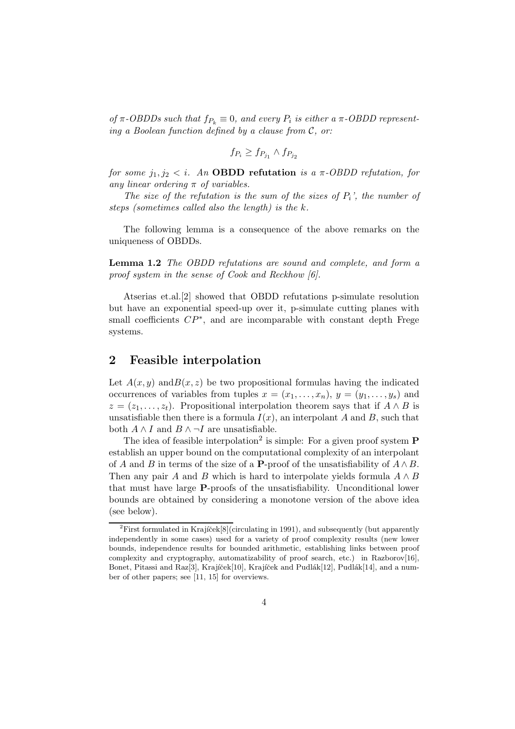*of $\pi$-OBDDs such that $f_{P_k} \equiv 0$, and every $P_i$ is either a $\pi$-OBDD representing a Boolean function defined by a clause from $\mathcal{C}$, or:*

$$f_{P_i} \geq f_{P_{j_1}} \wedge f_{P_{j_2}}$$

*for some $j_1, j_2 < i$. An* **OBDD refutation** *is a $\pi$-OBDD refutation, for any linear ordering $\pi$ of variables.*

*The size of the refutation is the sum of the sizes of $P_i$', the number of steps (sometimes called also the length) is the $k$.*

The following lemma is a consequence of the above remarks on the uniqueness of OBDDs.

**Lemma 1.2** *The OBDD refutations are sound and complete, and form a proof system in the sense of Cook and Reckhow [6].*

Atserias et.al.[2] showed that OBDD refutations p-simulate resolution but have an exponential speed-up over it, p-simulate cutting planes with small coefficients $CP^*$, and are incomparable with constant depth Frege systems.

## 2 Feasible interpolation

Let $A(x, y)$ and$B(x, z)$ be two propositional formulas having the indicated occurrences of variables from tuples $x = (x_1, \ldots, x_n)$, $y = (y_1, \ldots, y_s)$ and $z = (z_1, \ldots, z_t)$. Propositional interpolation theorem says that if $A \wedge B$ is unsatisfiable then there is a formula $I(x)$, an interpolant $A$ and $B$, such that both $A \wedge I$ and $B \wedge \neg I$ are unsatisfiable.

The idea of feasible interpolation[2] is simple: For a given proof system **P** establish an upper bound on the computational complexity of an interpolant of $A$ and $B$ in terms of the size of a **P**-proof of the unsatisfiability of $A \wedge B$. Then any pair $A$ and $B$ which is hard to interpolate yields formula $A \wedge B$ that must have large **P**-proofs of the unsatisfiability. Unconditional lower bounds are obtained by considering a monotone version of the above idea (see below).

[2]First formulated in Krajíček[8](circulating in 1991), and subsequently (but apparently independently in some cases) used for a variety of proof complexity results (new lower bounds, independence results for bounded arithmetic, establishing links between proof complexity and cryptography, automatizability of proof search, etc.) in Razborov[16], Bonet, Pitassi and Raz[3], Krajíček[10], Krajíček and Pudlák[12], Pudlák[14], and a number of other papers; see [11, 15] for overviews.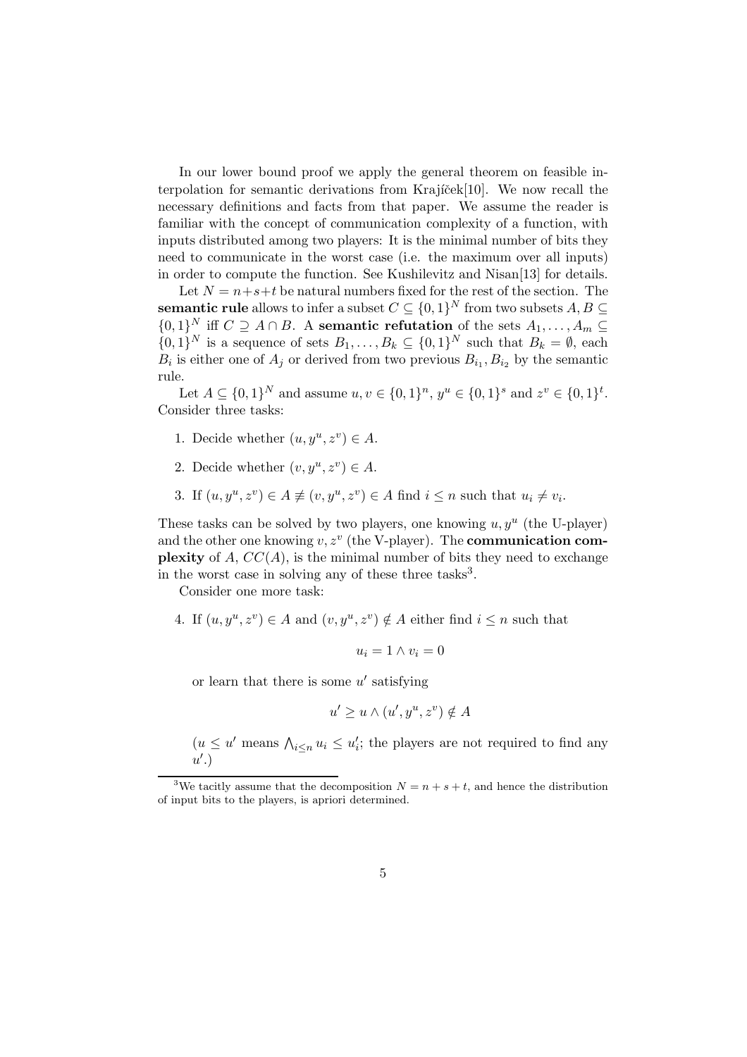In our lower bound proof we apply the general theorem on feasible interpolation for semantic derivations from Krajíček[10]. We now recall the necessary definitions and facts from that paper. We assume the reader is familiar with the concept of communication complexity of a function, with inputs distributed among two players: It is the minimal number of bits they need to communicate in the worst case (i.e. the maximum over all inputs) in order to compute the function. See Kushilevitz and Nisan[13] for details.

Let $N = n+s+t$ be natural numbers fixed for the rest of the section. The **semantic rule** allows to infer a subset $C \subseteq \{0,1\}^N$ from two subsets $A, B \subseteq \{0,1\}^N$ iff $C \supseteq A \cap B$. A **semantic refutation** of the sets $A_1, \ldots, A_m \subseteq \{0,1\}^N$ is a sequence of sets $B_1, \ldots, B_k \subseteq \{0,1\}^N$ such that $B_k = \emptyset$, each $B_i$ is either one of $A_j$ or derived from two previous $B_{i_1}, B_{i_2}$ by the semantic rule.

Let $A \subseteq \{0,1\}^N$ and assume $u, v \in \{0,1\}^n$, $y^u \in \{0,1\}^s$ and $z^v \in \{0,1\}^t$. Consider three tasks:

1. Decide whether $(u, y^u, z^v) \in A$.
2. Decide whether $(v, y^u, z^v) \in A$.
3. If $(u, y^u, z^v) \in A \not\equiv (v, y^u, z^v) \in A$ find $i \leq n$ such that $u_i \neq v_i$.

These tasks can be solved by two players, one knowing $u, y^u$ (the U-player) and the other one knowing $v, z^v$ (the V-player). The **communication complexity** of $A$, $CC(A)$, is the minimal number of bits they need to exchange in the worst case in solving any of these three tasks[3].

Consider one more task:

4. If $(u, y^u, z^v) \in A$ and $(v, y^u, z^v) \notin A$ either find $i \leq n$ such that

$$u_i = 1 \wedge v_i = 0$$

or learn that there is some $u'$ satisfying

$$u' \geq u \wedge (u', y^u, z^v) \notin A$$

($u \leq u'$ means $\bigwedge_{i \leq n} u_i \leq u'_i$; the players are not required to find any $u'$.)

[3] We tacitly assume that the decomposition $N = n + s + t$, and hence the distribution of input bits to the players, is apriori determined.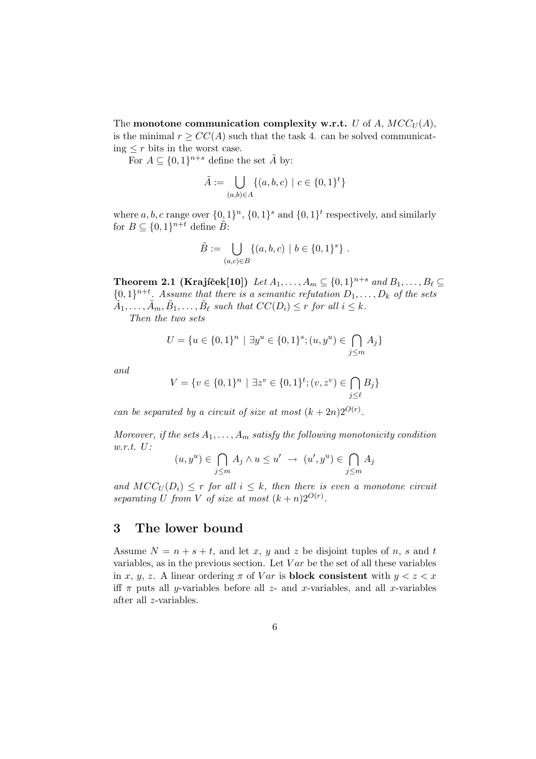The **monotone communication complexity w.r.t.** $U$ of $A$, $MCC_U(A)$, is the minimal $r \geq CC(A)$ such that the task 4. can be solved communicating $\leq r$ bits in the worst case.

For $A \subseteq \{0,1\}^{n+s}$ define the set $\tilde{A}$ by:

$$\tilde{A} := \bigcup_{(a,b) \in A} \{(a,b,c) \mid c \in \{0,1\}^t\}$$

where $a, b, c$ range over $\{0,1\}^n$, $\{0,1\}^s$ and $\{0,1\}^t$ respectively, and similarly for $B \subseteq \{0,1\}^{n+t}$ define $\tilde{B}$:

$$\tilde{B} := \bigcup_{(a,c) \in B} \{(a,b,c) \mid b \in \{0,1\}^s\} .$$

**Theorem 2.1 (Krajíček[10])** *Let $A_1, \ldots, A_m \subseteq \{0,1\}^{n+s}$ and $B_1, \ldots, B_\ell \subseteq \{0,1\}^{n+t}$. Assume that there is a semantic refutation $D_1, \ldots, D_k$ of the sets $\tilde{A}_1, \ldots, \tilde{A}_m, \tilde{B}_1, \ldots, \tilde{B}_\ell$ such that $CC(D_i) \leq r$ for all $i \leq k$.*

*Then the two sets*

$$U = \{u \in \{0,1\}^n \mid \exists y^u \in \{0,1\}^s; (u, y^u) \in \bigcap_{j \leq m} A_j\}$$

*and*

$$V = \{v \in \{0,1\}^n \mid \exists z^v \in \{0,1\}^t; (v, z^v) \in \bigcap_{j \leq \ell} B_j\}$$

*can be separated by a circuit of size at most $(k + 2n)2^{O(r)}$.*

*Moreover, if the sets $A_1, \ldots, A_m$ satisfy the following monotonicity condition w.r.t. $U$:*

$$(u, y^u) \in \bigcap_{j \leq m} A_j \wedge u \leq u' \rightarrow (u', y^u) \in \bigcap_{j \leq m} A_j$$

*and $MCC_U(D_i) \leq r$ for all $i \leq k$, then there is even a monotone circuit separating $U$ from $V$ of size at most $(k + n)2^{O(r)}$.*

## 3 The lower bound

Assume $N = n + s + t$, and let $x$, $y$ and $z$ be disjoint tuples of $n$, $s$ and $t$ variables, as in the previous section. Let $Var$ be the set of all these variables in $x$, $y$, $z$. A linear ordering $\pi$ of $Var$ is **block consistent** with $y < z < x$ iff $\pi$ puts all $y$-variables before all $z$- and $x$-variables, and all $x$-variables after all $z$-variables.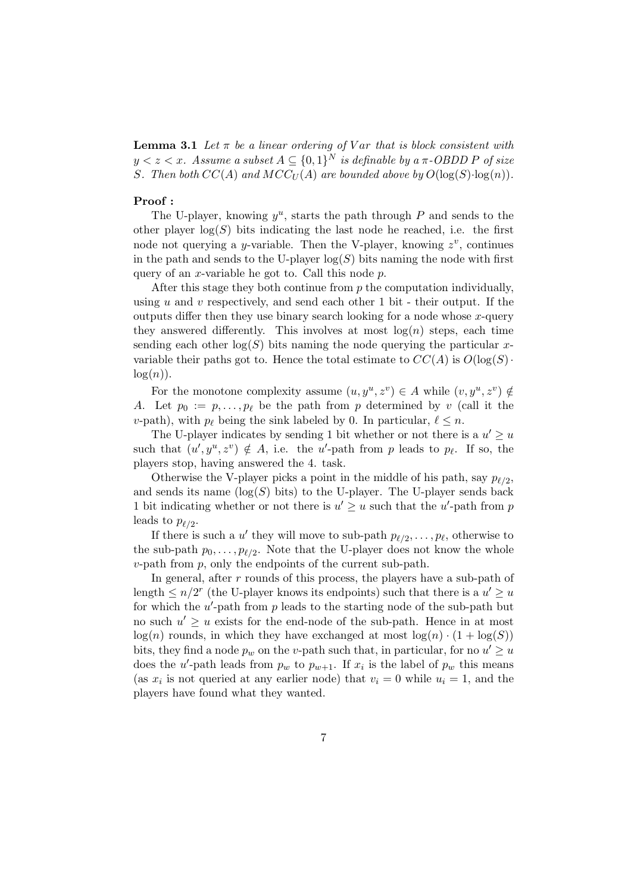**Lemma 3.1** *Let $\pi$ be a linear ordering of $Var$ that is block consistent with $y < z < x$. Assume a subset $A \subseteq \{0,1\}^N$ is definable by a $\pi$-OBDD $P$ of size $S$. Then both $CC(A)$ and $MCC_U(A)$ are bounded above by $O(\log(S) \cdot \log(n))$.*

**Proof :**

The U-player, knowing $y^u$, starts the path through $P$ and sends to the other player $\log(S)$ bits indicating the last node he reached, i.e. the first node not querying a $y$-variable. Then the V-player, knowing $z^v$, continues in the path and sends to the U-player $\log(S)$ bits naming the node with first query of an $x$-variable he got to. Call this node $p$.

After this stage they both continue from $p$ the computation individually, using $u$ and $v$ respectively, and send each other 1 bit - their output. If the outputs differ then they use binary search looking for a node whose $x$-query they answered differently. This involves at most $\log(n)$ steps, each time sending each other $\log(S)$ bits naming the node querying the particular $x$-variable their paths got to. Hence the total estimate to $CC(A)$ is $O(\log(S) \cdot \log(n))$.

For the monotone complexity assume $(u, y^u, z^v) \in A$ while $(v, y^u, z^v) \notin A$. Let $p_0 := p, \ldots, p_\ell$ be the path from $p$ determined by $v$ (call it the $v$-path), with $p_\ell$ being the sink labeled by 0. In particular, $\ell \leq n$.

The U-player indicates by sending 1 bit whether or not there is a $u' \geq u$ such that $(u', y^u, z^v) \notin A$, i.e. the $u'$-path from $p$ leads to $p_\ell$. If so, the players stop, having answered the 4. task.

Otherwise the V-player picks a point in the middle of his path, say $p_{\ell/2}$, and sends its name ($\log(S)$ bits) to the U-player. The U-player sends back 1 bit indicating whether or not there is $u' \geq u$ such that the $u'$-path from $p$ leads to $p_{\ell/2}$.

If there is such a $u'$ they will move to sub-path $p_{\ell/2}, \ldots, p_\ell$, otherwise to the sub-path $p_0, \ldots, p_{\ell/2}$. Note that the U-player does not know the whole $v$-path from $p$, only the endpoints of the current sub-path.

In general, after $r$ rounds of this process, the players have a sub-path of length $\leq n/2^r$ (the U-player knows its endpoints) such that there is a $u' \geq u$ for which the $u'$-path from $p$ leads to the starting node of the sub-path but no such $u' \geq u$ exists for the end-node of the sub-path. Hence in at most $\log(n)$ rounds, in which they have exchanged at most $\log(n) \cdot (1 + \log(S))$ bits, they find a node $p_w$ on the $v$-path such that, in particular, for no $u' \geq u$ does the $u'$-path leads from $p_w$ to $p_{w+1}$. If $x_i$ is the label of $p_w$ this means (as $x_i$ is not queried at any earlier node) that $v_i = 0$ while $u_i = 1$, and the players have found what they wanted.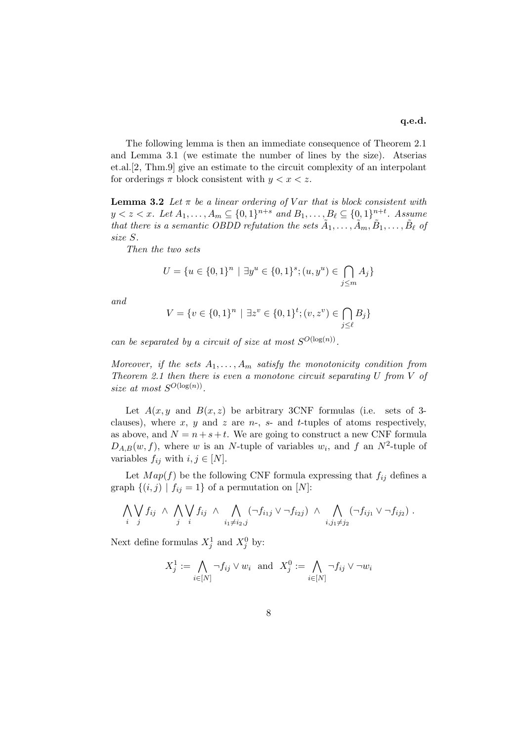**q.e.d.**

The following lemma is then an immediate consequence of Theorem 2.1 and Lemma 3.1 (we estimate the number of lines by the size). Atserias et.al.[2, Thm.9] give an estimate to the circuit complexity of an interpolant for orderings $\pi$ block consistent with $y < x < z$.

**Lemma 3.2** *Let $\pi$ be a linear ordering of $Var$ that is block consistent with $y < z < x$. Let $A_1, \ldots, A_m \subseteq \{0,1\}^{n+s}$ and $B_1, \ldots, B_\ell \subseteq \{0,1\}^{n+t}$. Assume that there is a semantic OBDD refutation the sets $\tilde{A}_1, \ldots, \tilde{A}_m, \tilde{B}_1, \ldots, \tilde{B}_\ell$ of size $S$.*

*Then the two sets*

$$U = \{u \in \{0,1\}^n \mid \exists y^u \in \{0,1\}^s; (u, y^u) \in \bigcap_{j \le m} A_j\}$$

*and*

$$V = \{v \in \{0,1\}^n \mid \exists z^v \in \{0,1\}^t; (v, z^v) \in \bigcap_{j \le \ell} B_j\}$$

*can be separated by a circuit of size at most $S^{O(\log(n))}$.*

*Moreover, if the sets $A_1, \ldots, A_m$ satisfy the monotonicity condition from Theorem 2.1 then there is even a monotone circuit separating $U$ from $V$ of size at most $S^{O(\log(n))}$.*

Let $A(x, y$ and $B(x, z)$ be arbitrary 3CNF formulas (i.e. sets of 3-clauses), where $x$, $y$ and $z$ are $n$-, $s$- and $t$-tuples of atoms respectively, as above, and $N = n + s + t$. We are going to construct a new CNF formula $D_{A,B}(w, f)$, where $w$ is an $N$-tuple of variables $w_i$, and $f$ an $N^2$-tuple of variables $f_{ij}$ with $i, j \in [N]$.

Let $Map(f)$ be the following CNF formula expressing that $f_{ij}$ defines a graph $\{(i,j) \mid f_{ij} = 1\}$ of a permutation on $[N]$:

$$\bigwedge_i \bigvee_j f_{ij} \ \wedge \ \bigwedge_j \bigvee_i f_{ij} \ \wedge \ \bigwedge_{i_1 \neq i_2, j} (\neg f_{i_1 j} \vee \neg f_{i_2 j}) \ \wedge \ \bigwedge_{i, j_1 \neq j_2} (\neg f_{i j_1} \vee \neg f_{i j_2}) \ .$$

Next define formulas $X_j^1$ and $X_j^0$ by:

$$X_j^1 := \bigwedge_{i \in [N]} \neg f_{ij} \vee w_i \ \text{ and } \ X_j^0 := \bigwedge_{i \in [N]} \neg f_{ij} \vee \neg w_i$$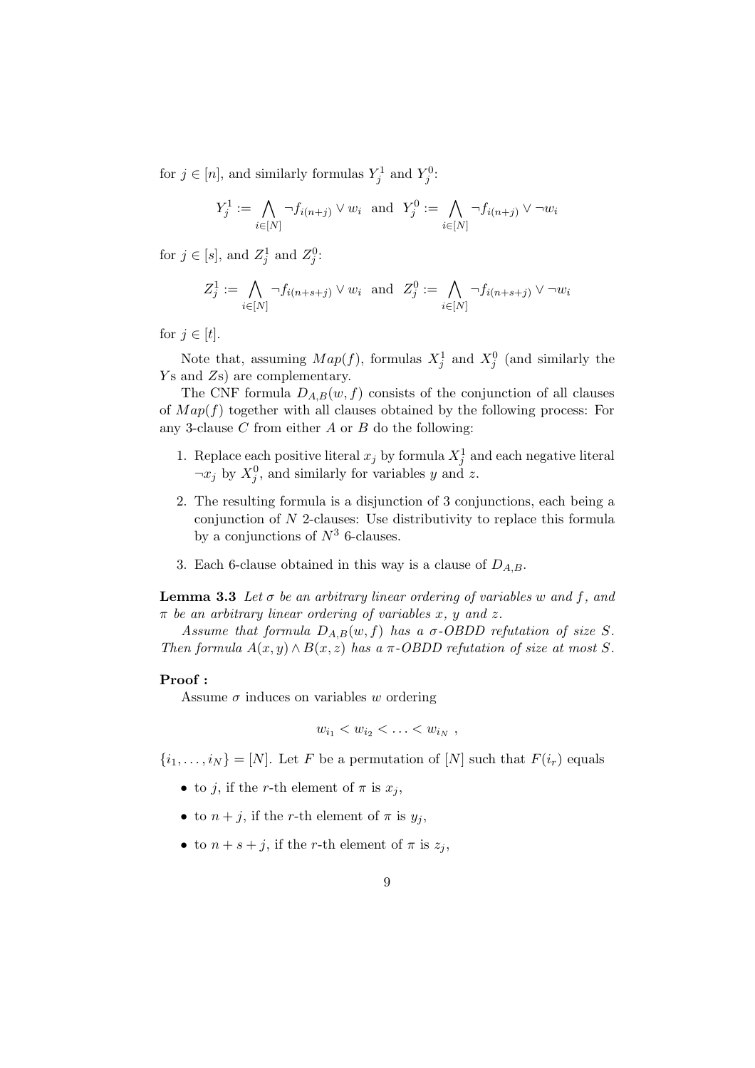for $j \in [n]$, and similarly formulas $Y_j^1$ and $Y_j^0$:

$$Y_j^1 := \bigwedge_{i \in [N]} \neg f_{i(n+j)} \vee w_i \text{ and } Y_j^0 := \bigwedge_{i \in [N]} \neg f_{i(n+j)} \vee \neg w_i$$

for $j \in [s]$, and $Z_j^1$ and $Z_j^0$:

$$Z_j^1 := \bigwedge_{i \in [N]} \neg f_{i(n+s+j)} \vee w_i \text{ and } Z_j^0 := \bigwedge_{i \in [N]} \neg f_{i(n+s+j)} \vee \neg w_i$$

for $j \in [t]$.

Note that, assuming $Map(f)$, formulas $X_j^1$ and $X_j^0$ (and similarly the $Y$s and $Z$s) are complementary.

The CNF formula $D_{A,B}(w, f)$ consists of the conjunction of all clauses of $Map(f)$ together with all clauses obtained by the following process: For any 3-clause $C$ from either $A$ or $B$ do the following:

1. Replace each positive literal $x_j$ by formula $X_j^1$ and each negative literal $\neg x_j$ by $X_j^0$, and similarly for variables $y$ and $z$.
2. The resulting formula is a disjunction of 3 conjunctions, each being a conjunction of $N$ 2-clauses: Use distributivity to replace this formula by a conjunctions of $N^3$ 6-clauses.
3. Each 6-clause obtained in this way is a clause of $D_{A,B}$.

**Lemma 3.3** *Let $\sigma$ be an arbitrary linear ordering of variables $w$ and $f$, and $\pi$ be an arbitrary linear ordering of variables $x$, $y$ and $z$.*

*Assume that formula $D_{A,B}(w, f)$ has a $\sigma$-OBDD refutation of size $S$. Then formula $A(x, y) \wedge B(x, z)$ has a $\pi$-OBDD refutation of size at most $S$.*

**Proof :**

Assume $\sigma$ induces on variables $w$ ordering

$$w_{i_1} < w_{i_2} < \ldots < w_{i_N} ,$$

$\{i_1, \ldots, i_N\} = [N]$. Let $F$ be a permutation of $[N]$ such that $F(i_r)$ equals

- to $j$, if the $r$-th element of $\pi$ is $x_j$,
- to $n + j$, if the $r$-th element of $\pi$ is $y_j$,
- to $n + s + j$, if the $r$-th element of $\pi$ is $z_j$,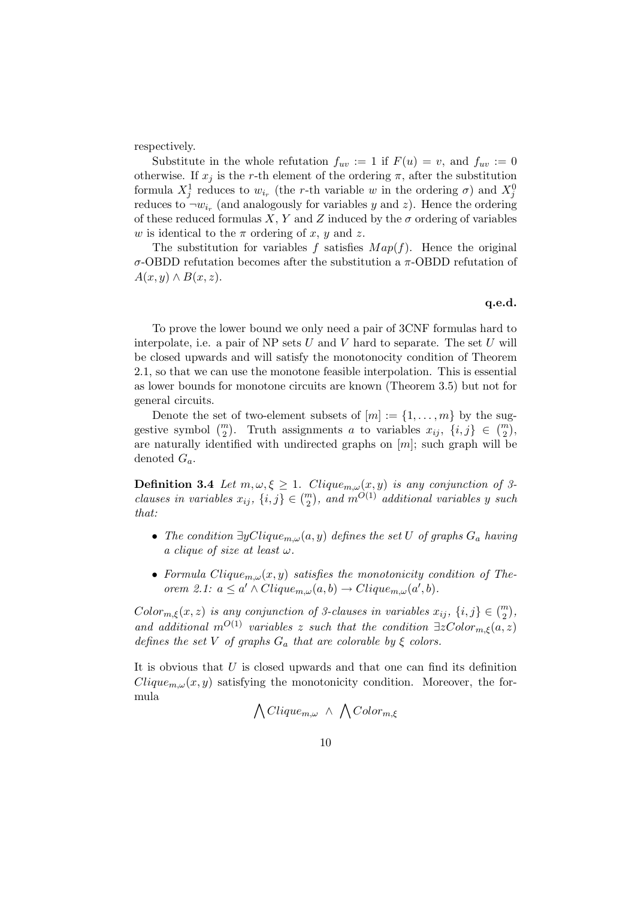respectively.

Substitute in the whole refutation $f_{uv} := 1$ if $F(u) = v$, and $f_{uv} := 0$ otherwise. If $x_j$ is the $r$-th element of the ordering $\pi$, after the substitution formula $X_j^1$ reduces to $w_{i_r}$ (the $r$-th variable $w$ in the ordering $\sigma$) and $X_j^0$ reduces to $\neg w_{i_r}$ (and analogously for variables $y$ and $z$). Hence the ordering of these reduced formulas $X$, $Y$ and $Z$ induced by the $\sigma$ ordering of variables $w$ is identical to the $\pi$ ordering of $x$, $y$ and $z$.

The substitution for variables $f$ satisfies $Map(f)$. Hence the original $\sigma$-OBDD refutation becomes after the substitution a $\pi$-OBDD refutation of $A(x, y) \wedge B(x, z)$.

**q.e.d.**

To prove the lower bound we only need a pair of 3CNF formulas hard to interpolate, i.e. a pair of NP sets $U$ and $V$ hard to separate. The set $U$ will be closed upwards and will satisfy the monotonocity condition of Theorem 2.1, so that we can use the monotone feasible interpolation. This is essential as lower bounds for monotone circuits are known (Theorem 3.5) but not for general circuits.

Denote the set of two-element subsets of $[m] := \{1, \ldots, m\}$ by the suggestive symbol $\binom{m}{2}$. Truth assignments $a$ to variables $x_{ij}$, $\{i, j\} \in \binom{m}{2}$, are naturally identified with undirected graphs on $[m]$; such graph will be denoted $G_a$.

**Definition 3.4** *Let $m, \omega, \xi \geq 1$. $Clique_{m,\omega}(x, y)$ is any conjunction of 3-clauses in variables $x_{ij}$, $\{i, j\} \in \binom{m}{2}$, and $m^{O(1)}$ additional variables $y$ such that:*

- *The condition $\exists y Clique_{m,\omega}(a, y)$ defines the set $U$ of graphs $G_a$ having a clique of size at least $\omega$.*
- *Formula $Clique_{m,\omega}(x, y)$ satisfies the monotonicity condition of Theorem 2.1: $a \leq a' \wedge Clique_{m,\omega}(a, b) \rightarrow Clique_{m,\omega}(a', b)$.*

*$Color_{m,\xi}(x, z)$ is any conjunction of 3-clauses in variables $x_{ij}$, $\{i, j\} \in \binom{m}{2}$, and additional $m^{O(1)}$ variables $z$ such that the condition $\exists z Color_{m,\xi}(a, z)$ defines the set $V$ of graphs $G_a$ that are colorable by $\xi$ colors.*

It is obvious that $U$ is closed upwards and that one can find its definition $Clique_{m,\omega}(x, y)$ satisfying the monotonicity condition. Moreover, the formula

$$\bigwedge Clique_{m,\omega} \ \wedge \ \bigwedge Color_{m,\xi}$$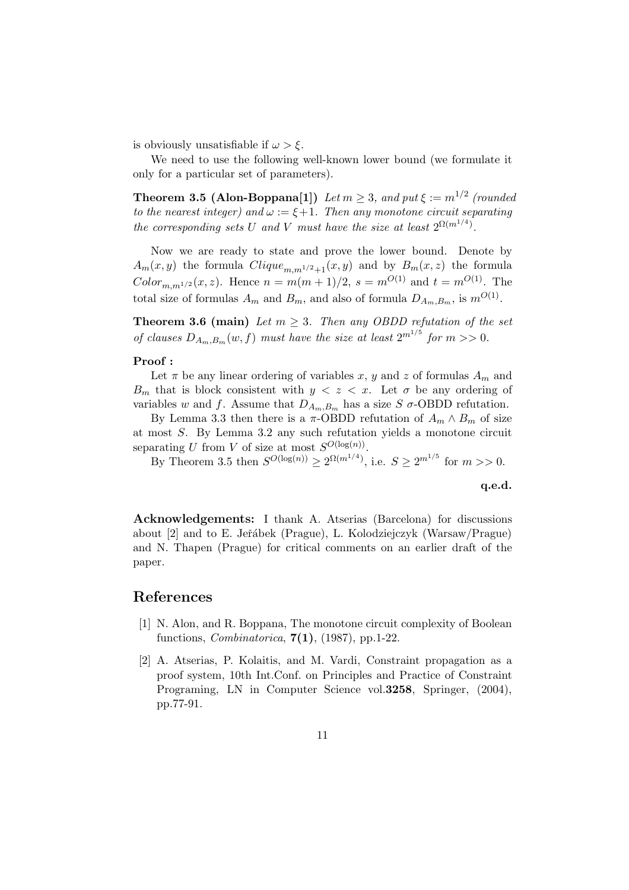is obviously unsatisfiable if $\omega > \xi$.

We need to use the following well-known lower bound (we formulate it only for a particular set of parameters).

**Theorem 3.5 (Alon-Boppana[1])** *Let $m \geq 3$, and put $\xi := m^{1/2}$ (rounded to the nearest integer) and $\omega := \xi + 1$. Then any monotone circuit separating the corresponding sets $U$ and $V$ must have the size at least $2^{\Omega(m^{1/4})}$.*

Now we are ready to state and prove the lower bound. Denote by $A_m(x, y)$ the formula $Clique_{m,m^{1/2}+1}(x, y)$ and by $B_m(x, z)$ the formula $Color_{m,m^{1/2}}(x, z)$. Hence $n = m(m+1)/2$, $s = m^{O(1)}$ and $t = m^{O(1)}$. The total size of formulas $A_m$ and $B_m$, and also of formula $D_{A_m,B_m}$, is $m^{O(1)}$.

**Theorem 3.6 (main)** *Let $m \geq 3$. Then any OBDD refutation of the set of clauses $D_{A_m,B_m}(w, f)$ must have the size at least $2^{m^{1/5}}$ for $m >> 0$.*

**Proof :**

Let $\pi$ be any linear ordering of variables $x$, $y$ and $z$ of formulas $A_m$ and $B_m$ that is block consistent with $y < z < x$. Let $\sigma$ be any ordering of variables $w$ and $f$. Assume that $D_{A_m,B_m}$ has a size $S$ $\sigma$-OBDD refutation.

By Lemma 3.3 then there is a $\pi$-OBDD refutation of $A_m \wedge B_m$ of size at most $S$. By Lemma 3.2 any such refutation yields a monotone circuit separating $U$ from $V$ of size at most $S^{O(\log(n))}$.

By Theorem 3.5 then $S^{O(\log(n))} \geq 2^{\Omega(m^{1/4})}$, i.e. $S \geq 2^{m^{1/5}}$ for $m >> 0$.

**q.e.d.**

**Acknowledgements:** I thank A. Atserias (Barcelona) for discussions about [2] and to E. Jeřábek (Prague), L. Kolodziejczyk (Warsaw/Prague) and N. Thapen (Prague) for critical comments on an earlier draft of the paper.

## References

[1] N. Alon, and R. Boppana, The monotone circuit complexity of Boolean functions, *Combinatorica*, **7(1)**, (1987), pp.1-22.

[2] A. Atserias, P. Kolaitis, and M. Vardi, Constraint propagation as a proof system, 10th Int.Conf. on Principles and Practice of Constraint Programing, LN in Computer Science vol.**3258**, Springer, (2004), pp.77-91.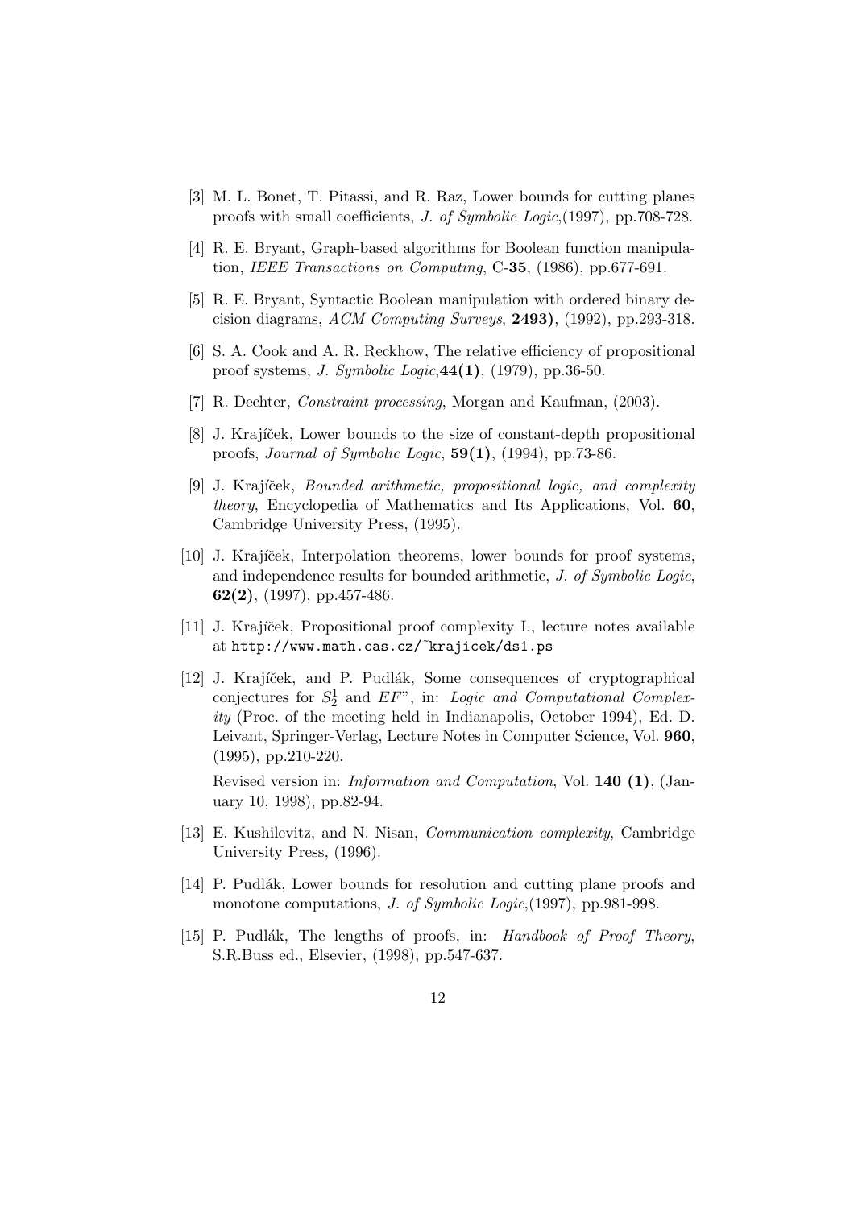[3] M. L. Bonet, T. Pitassi, and R. Raz, Lower bounds for cutting planes proofs with small coefficients, *J. of Symbolic Logic*,(1997), pp.708-728.

[4] R. E. Bryant, Graph-based algorithms for Boolean function manipulation, *IEEE Transactions on Computing*, C-**35**, (1986), pp.677-691.

[5] R. E. Bryant, Syntactic Boolean manipulation with ordered binary decision diagrams, *ACM Computing Surveys*, **2493)**, (1992), pp.293-318.

[6] S. A. Cook and A. R. Reckhow, The relative efficiency of propositional proof systems, *J. Symbolic Logic*,**44(1)**, (1979), pp.36-50.

[7] R. Dechter, *Constraint processing*, Morgan and Kaufman, (2003).

[8] J. Krajíček, Lower bounds to the size of constant-depth propositional proofs, *Journal of Symbolic Logic*, **59(1)**, (1994), pp.73-86.

[9] J. Krajíček, *Bounded arithmetic, propositional logic, and complexity theory*, Encyclopedia of Mathematics and Its Applications, Vol. **60**, Cambridge University Press, (1995).

[10] J. Krajíček, Interpolation theorems, lower bounds for proof systems, and independence results for bounded arithmetic, *J. of Symbolic Logic*, **62(2)**, (1997), pp.457-486.

[11] J. Krajíček, Propositional proof complexity I., lecture notes available at `http://www.math.cas.cz/~krajicek/ds1.ps`

[12] J. Krajíček, and P. Pudlák, Some consequences of cryptographical conjectures for $S^1_2$ and $EF$", in: *Logic and Computational Complexity* (Proc. of the meeting held in Indianapolis, October 1994), Ed. D. Leivant, Springer-Verlag, Lecture Notes in Computer Science, Vol. **960**, (1995), pp.210-220.

Revised version in: *Information and Computation*, Vol. **140 (1)**, (January 10, 1998), pp.82-94.

[13] E. Kushilevitz, and N. Nisan, *Communication complexity*, Cambridge University Press, (1996).

[14] P. Pudlák, Lower bounds for resolution and cutting plane proofs and monotone computations, *J. of Symbolic Logic*,(1997), pp.981-998.

[15] P. Pudlák, The lengths of proofs, in: *Handbook of Proof Theory*, S.R.Buss ed., Elsevier, (1998), pp.547-637.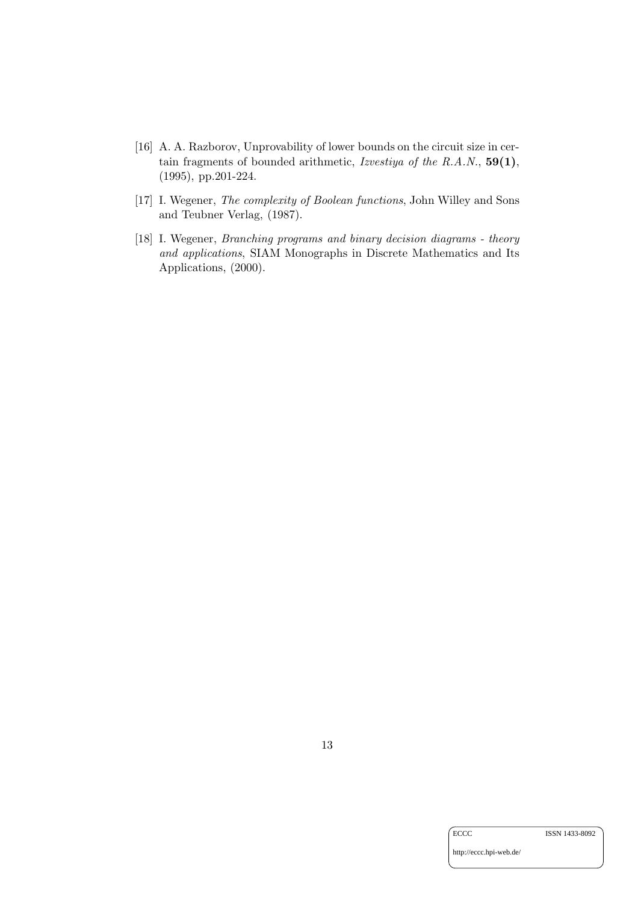[16] A. A. Razborov, Unprovability of lower bounds on the circuit size in certain fragments of bounded arithmetic, *Izvestiya of the R.A.N.*, **59(1)**, (1995), pp.201-224.

[17] I. Wegener, *The complexity of Boolean functions*, John Willey and Sons and Teubner Verlag, (1987).

[18] I. Wegener, *Branching programs and binary decision diagrams - theory and applications*, SIAM Monographs in Discrete Mathematics and Its Applications, (2000).

ECCC ISSN 1433-8092

http://eccc.hpi-web.de/